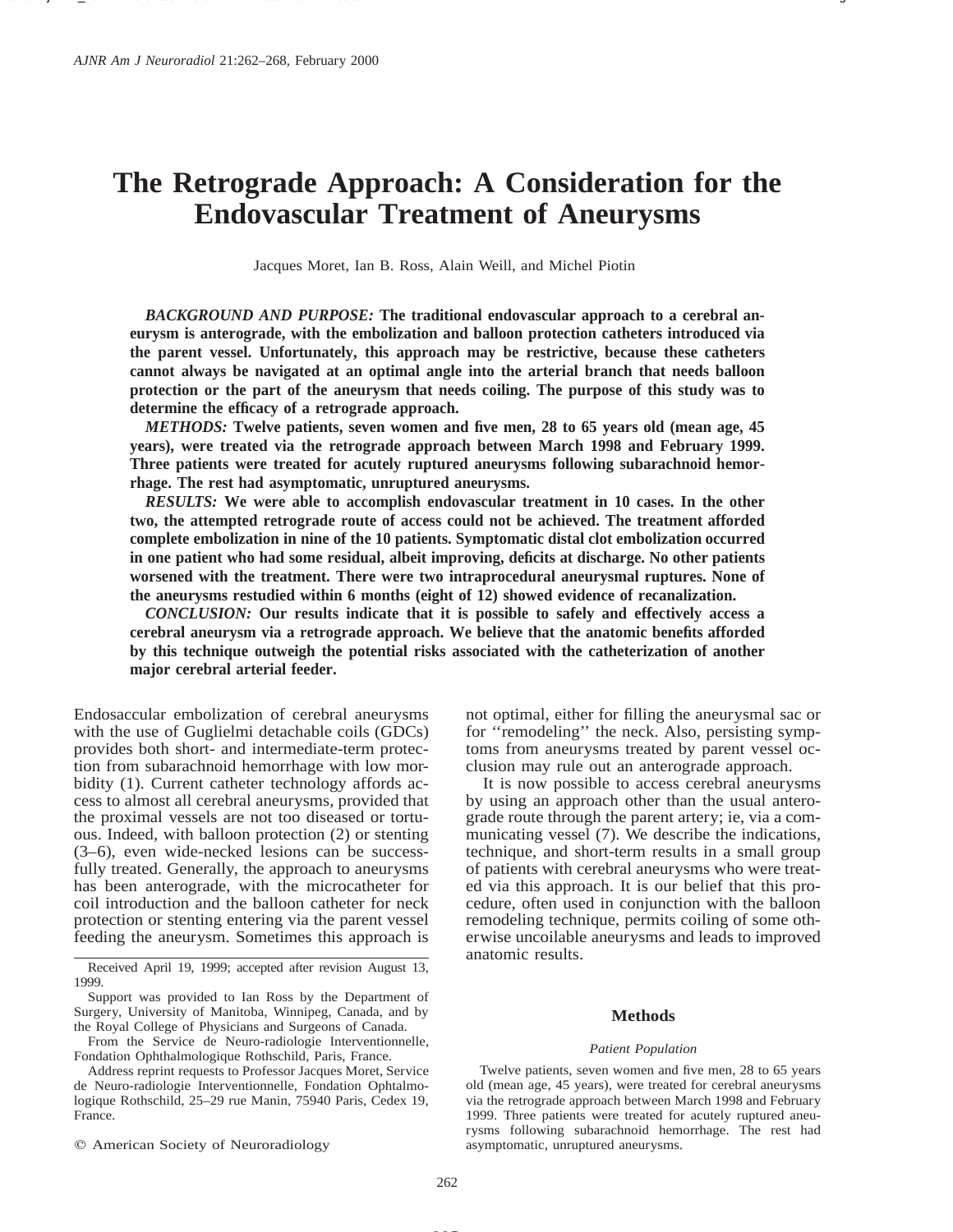# The Retrograde Approach: A Consideration for the Endovascular Treatment of Aneurysms

Jacques Moret, Ian B. Ross, Alain Weill, and Michel Piotin

***BACKGROUND AND PURPOSE:*** **The traditional endovascular approach to a cerebral aneurysm is anterograde, with the embolization and balloon protection catheters introduced via the parent vessel. Unfortunately, this approach may be restrictive, because these catheters cannot always be navigated at an optimal angle into the arterial branch that needs balloon protection or the part of the aneurysm that needs coiling. The purpose of this study was to determine the efficacy of a retrograde approach.**

***METHODS:*** **Twelve patients, seven women and five men, 28 to 65 years old (mean age, 45 years), were treated via the retrograde approach between March 1998 and February 1999. Three patients were treated for acutely ruptured aneurysms following subarachnoid hemorrhage. The rest had asymptomatic, unruptured aneurysms.**

***RESULTS:*** **We were able to accomplish endovascular treatment in 10 cases. In the other two, the attempted retrograde route of access could not be achieved. The treatment afforded complete embolization in nine of the 10 patients. Symptomatic distal clot embolization occurred in one patient who had some residual, albeit improving, deficits at discharge. No other patients worsened with the treatment. There were two intraprocedural aneurysmal ruptures. None of the aneurysms restudied within 6 months (eight of 12) showed evidence of recanalization.**

***CONCLUSION:*** **Our results indicate that it is possible to safely and effectively access a cerebral aneurysm via a retrograde approach. We believe that the anatomic benefits afforded by this technique outweigh the potential risks associated with the catheterization of another major cerebral arterial feeder.**

Endosaccular embolization of cerebral aneurysms with the use of Guglielmi detachable coils (GDCs) provides both short- and intermediate-term protection from subarachnoid hemorrhage with low morbidity (1). Current catheter technology affords access to almost all cerebral aneurysms, provided that the proximal vessels are not too diseased or tortuous. Indeed, with balloon protection (2) or stenting (3–6), even wide-necked lesions can be successfully treated. Generally, the approach to aneurysms has been anterograde, with the microcatheter for coil introduction and the balloon catheter for neck protection or stenting entering via the parent vessel feeding the aneurysm. Sometimes this approach is not optimal, either for filling the aneurysmal sac or for "remodeling" the neck. Also, persisting symptoms from aneurysms treated by parent vessel occlusion may rule out an anterograde approach.

It is now possible to access cerebral aneurysms by using an approach other than the usual anterograde route through the parent artery; ie, via a communicating vessel (7). We describe the indications, technique, and short-term results in a small group of patients with cerebral aneurysms who were treated via this approach. It is our belief that this procedure, often used in conjunction with the balloon remodeling technique, permits coiling of some otherwise uncoilable aneurysms and leads to improved anatomic results.

Received April 19, 1999; accepted after revision August 13, 1999.

Support was provided to Ian Ross by the Department of Surgery, University of Manitoba, Winnipeg, Canada, and by the Royal College of Physicians and Surgeons of Canada.

From the Service de Neuro-radiologie Interventionnelle, Fondation Ophthalmologique Rothschild, Paris, France.

Address reprint requests to Professor Jacques Moret, Service de Neuro-radiologie Interventionnelle, Fondation Ophtalmologique Rothschild, 25–29 rue Manin, 75940 Paris, Cedex 19, France.

© American Society of Neuroradiology

## Methods

### *Patient Population*

Twelve patients, seven women and five men, 28 to 65 years old (mean age, 45 years), were treated for cerebral aneurysms via the retrograde approach between March 1998 and February 1999. Three patients were treated for acutely ruptured aneurysms following subarachnoid hemorrhage. The rest had asymptomatic, unruptured aneurysms.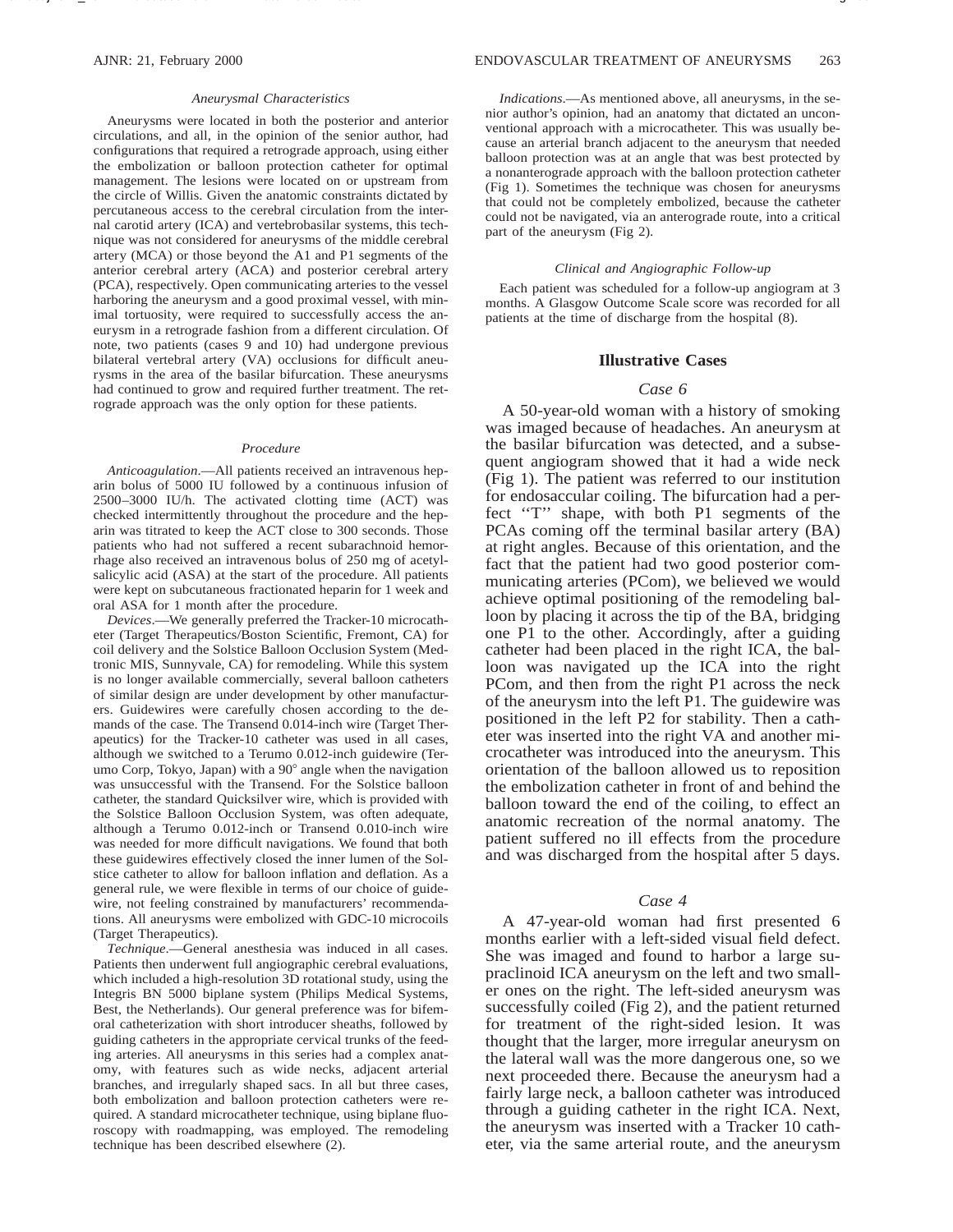### Aneurysmal Characteristics

Aneurysms were located in both the posterior and anterior circulations, and all, in the opinion of the senior author, had configurations that required a retrograde approach, using either the embolization or balloon protection catheter for optimal management. The lesions were located on or upstream from the circle of Willis. Given the anatomic constraints dictated by percutaneous access to the cerebral circulation from the internal carotid artery (ICA) and vertebrobasilar systems, this technique was not considered for aneurysms of the middle cerebral artery (MCA) or those beyond the A1 and P1 segments of the anterior cerebral artery (ACA) and posterior cerebral artery (PCA), respectively. Open communicating arteries to the vessel harboring the aneurysm and a good proximal vessel, with minimal tortuosity, were required to successfully access the aneurysm in a retrograde fashion from a different circulation. Of note, two patients (cases 9 and 10) had undergone previous bilateral vertebral artery (VA) occlusions for difficult aneurysms in the area of the basilar bifurcation. These aneurysms had continued to grow and required further treatment. The retrograde approach was the only option for these patients.

### Procedure

*Anticoagulation.*—All patients received an intravenous heparin bolus of 5000 IU followed by a continuous infusion of 2500–3000 IU/h. The activated clotting time (ACT) was checked intermittently throughout the procedure and the heparin was titrated to keep the ACT close to 300 seconds. Those patients who had not suffered a recent subarachnoid hemorrhage also received an intravenous bolus of 250 mg of acetylsalicylic acid (ASA) at the start of the procedure. All patients were kept on subcutaneous fractionated heparin for 1 week and oral ASA for 1 month after the procedure.

*Devices.*—We generally preferred the Tracker-10 microcatheter (Target Therapeutics/Boston Scientific, Fremont, CA) for coil delivery and the Solstice Balloon Occlusion System (Medtronic MIS, Sunnyvale, CA) for remodeling. While this system is no longer available commercially, several balloon catheters of similar design are under development by other manufacturers. Guidewires were carefully chosen according to the demands of the case. The Transend 0.014-inch wire (Target Therapeutics) for the Tracker-10 catheter was used in all cases, although we switched to a Terumo 0.012-inch guidewire (Terumo Corp, Tokyo, Japan) with a 90° angle when the navigation was unsuccessful with the Transend. For the Solstice balloon catheter, the standard Quicksilver wire, which is provided with the Solstice Balloon Occlusion System, was often adequate, although a Terumo 0.012-inch or Transend 0.010-inch wire was needed for more difficult navigations. We found that both these guidewires effectively closed the inner lumen of the Solstice catheter to allow for balloon inflation and deflation. As a general rule, we were flexible in terms of our choice of guidewire, not feeling constrained by manufacturers' recommendations. All aneurysms were embolized with GDC-10 microcoils (Target Therapeutics).

*Technique.*—General anesthesia was induced in all cases. Patients then underwent full angiographic cerebral evaluations, which included a high-resolution 3D rotational study, using the Integris BN 5000 biplane system (Philips Medical Systems, Best, the Netherlands). Our general preference was for bifemoral catheterization with short introducer sheaths, followed by guiding catheters in the appropriate cervical trunks of the feeding arteries. All aneurysms in this series had a complex anatomy, with features such as wide necks, adjacent arterial branches, and irregularly shaped sacs. In all but three cases, both embolization and balloon protection catheters were required. A standard microcatheter technique, using biplane fluoroscopy with roadmapping, was employed. The remodeling technique has been described elsewhere (2).

*Indications.*—As mentioned above, all aneurysms, in the senior author's opinion, had an anatomy that dictated an unconventional approach with a microcatheter. This was usually because an arterial branch adjacent to the aneurysm that needed balloon protection was at an angle that was best protected by a nonanterograde approach with the balloon protection catheter (Fig 1). Sometimes the technique was chosen for aneurysms that could not be completely embolized, because the catheter could not be navigated, via an anterograde route, into a critical part of the aneurysm (Fig 2).

### Clinical and Angiographic Follow-up

Each patient was scheduled for a follow-up angiogram at 3 months. A Glasgow Outcome Scale score was recorded for all patients at the time of discharge from the hospital (8).

## Illustrative Cases

### Case 6

A 50-year-old woman with a history of smoking was imaged because of headaches. An aneurysm at the basilar bifurcation was detected, and a subsequent angiogram showed that it had a wide neck (Fig 1). The patient was referred to our institution for endosaccular coiling. The bifurcation had a perfect "T" shape, with both P1 segments of the PCAs coming off the terminal basilar artery (BA) at right angles. Because of this orientation, and the fact that the patient had two good posterior communicating arteries (PCom), we believed we would achieve optimal positioning of the remodeling balloon by placing it across the tip of the BA, bridging one P1 to the other. Accordingly, after a guiding catheter had been placed in the right ICA, the balloon was navigated up the ICA into the right PCom, and then from the right P1 across the neck of the aneurysm into the left P1. The guidewire was positioned in the left P2 for stability. Then a catheter was inserted into the right VA and another microcatheter was introduced into the aneurysm. This orientation of the balloon allowed us to reposition the embolization catheter in front of and behind the balloon toward the end of the coiling, to effect an anatomic recreation of the normal anatomy. The patient suffered no ill effects from the procedure and was discharged from the hospital after 5 days.

### Case 4

A 47-year-old woman had first presented 6 months earlier with a left-sided visual field defect. She was imaged and found to harbor a large supraclinoid ICA aneurysm on the left and two smaller ones on the right. The left-sided aneurysm was successfully coiled (Fig 2), and the patient returned for treatment of the right-sided lesion. It was thought that the larger, more irregular aneurysm on the lateral wall was the more dangerous one, so we next proceeded there. Because the aneurysm had a fairly large neck, a balloon catheter was introduced through a guiding catheter in the right ICA. Next, the aneurysm was inserted with a Tracker 10 catheter, via the same arterial route, and the aneurysm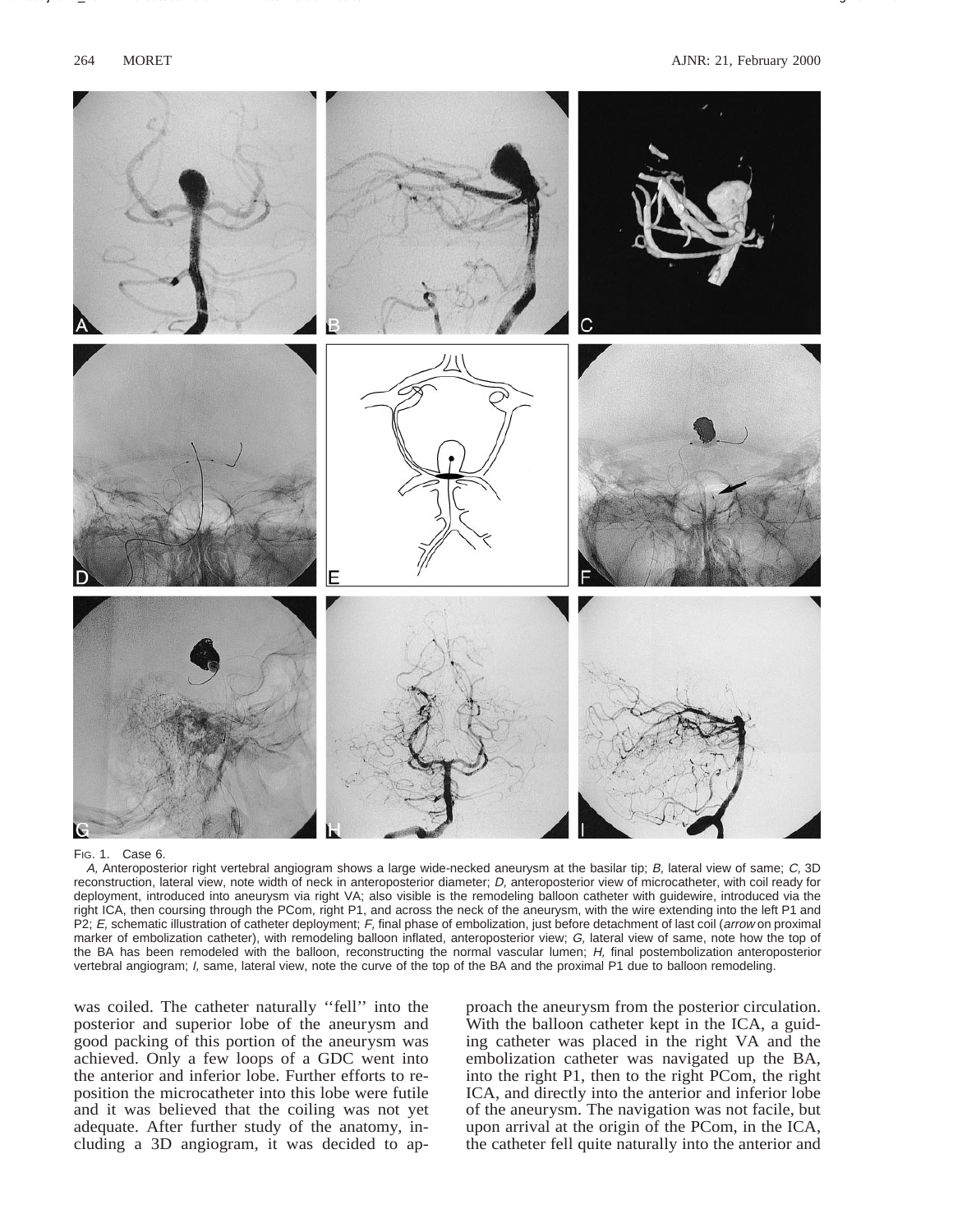FIG. 1. Case 6.

*A,* Anteroposterior right vertebral angiogram shows a large wide-necked aneurysm at the basilar tip; *B,* lateral view of same; *C,* 3D reconstruction, lateral view, note width of neck in anteroposterior diameter; *D,* anteroposterior view of microcatheter, with coil ready for deployment, introduced into aneurysm via right VA; also visible is the remodeling balloon catheter with guidewire, introduced via the right ICA, then coursing through the PCom, right P1, and across the neck of the aneurysm, with the wire extending into the left P1 and P2; *E,* schematic illustration of catheter deployment; *F,* final phase of embolization, just before detachment of last coil (*arrow* on proximal marker of embolization catheter), with remodeling balloon inflated, anteroposterior view; *G,* lateral view of same, note how the top of the BA has been remodeled with the balloon, reconstructing the normal vascular lumen; *H,* final postembolization anteroposterior vertebral angiogram; *I,* same, lateral view, note the curve of the top of the BA and the proximal P1 due to balloon remodeling.

was coiled. The catheter naturally ''fell'' into the posterior and superior lobe of the aneurysm and good packing of this portion of the aneurysm was achieved. Only a few loops of a GDC went into the anterior and inferior lobe. Further efforts to reposition the microcatheter into this lobe were futile and it was believed that the coiling was not yet adequate. After further study of the anatomy, including a 3D angiogram, it was decided to approach the aneurysm from the posterior circulation. With the balloon catheter kept in the ICA, a guiding catheter was placed in the right VA and the embolization catheter was navigated up the BA, into the right P1, then to the right PCom, the right ICA, and directly into the anterior and inferior lobe of the aneurysm. The navigation was not facile, but upon arrival at the origin of the PCom, in the ICA, the catheter fell quite naturally into the anterior and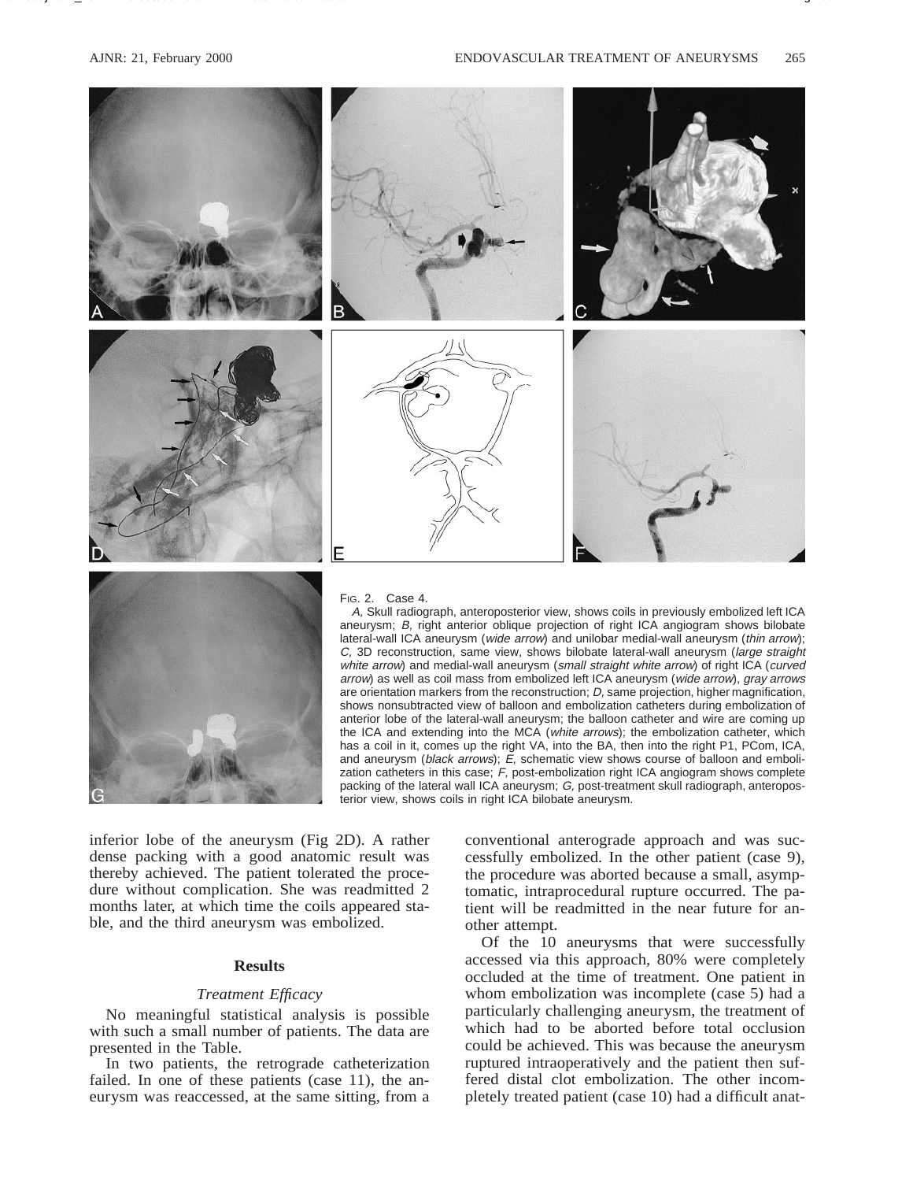FIG. 2. Case 4.

*A,* Skull radiograph, anteroposterior view, shows coils in previously embolized left ICA aneurysm; *B,* right anterior oblique projection of right ICA angiogram shows bilobate lateral-wall ICA aneurysm (*wide arrow*) and unilobar medial-wall aneurysm (*thin arrow*); *C,* 3D reconstruction, same view, shows bilobate lateral-wall aneurysm (*large straight white arrow*) and medial-wall aneurysm (*small straight white arrow*) of right ICA (*curved arrow*) as well as coil mass from embolized left ICA aneurysm (*wide arrow*), *gray arrows* are orientation markers from the reconstruction; *D,* same projection, higher magnification, shows nonsubtracted view of balloon and embolization catheters during embolization of anterior lobe of the lateral-wall aneurysm; the balloon catheter and wire are coming up the ICA and extending into the MCA (*white arrows*); the embolization catheter, which has a coil in it, comes up the right VA, into the BA, then into the right P1, PCom, ICA, and aneurysm (*black arrows*); *E,* schematic view shows course of balloon and embolization catheters in this case; *F,* post-embolization right ICA angiogram shows complete packing of the lateral wall ICA aneurysm; *G,* post-treatment skull radiograph, anteroposterior view, shows coils in right ICA bilobate aneurysm.

inferior lobe of the aneurysm (Fig 2D). A rather dense packing with a good anatomic result was thereby achieved. The patient tolerated the procedure without complication. She was readmitted 2 months later, at which time the coils appeared stable, and the third aneurysm was embolized.

## Results

### *Treatment Efficacy*

No meaningful statistical analysis is possible with such a small number of patients. The data are presented in the Table.

In two patients, the retrograde catheterization failed. In one of these patients (case 11), the aneurysm was reaccessed, at the same sitting, from a conventional anterograde approach and was successfully embolized. In the other patient (case 9), the procedure was aborted because a small, asymptomatic, intraprocedural rupture occurred. The patient will be readmitted in the near future for another attempt.

Of the 10 aneurysms that were successfully accessed via this approach, 80% were completely occluded at the time of treatment. One patient in whom embolization was incomplete (case 5) had a particularly challenging aneurysm, the treatment of which had to be aborted before total occlusion could be achieved. This was because the aneurysm ruptured intraoperatively and the patient then suffered distal clot embolization. The other incompletely treated patient (case 10) had a difficult anat-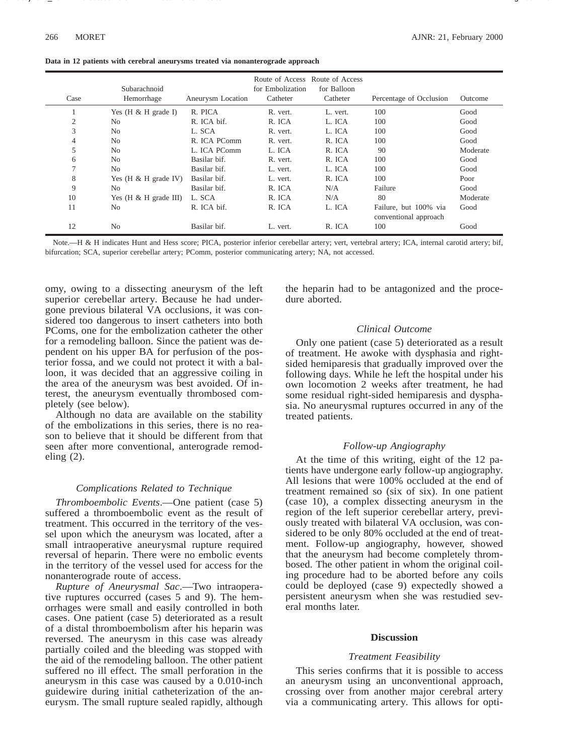**Data in 12 patients with cerebral aneurysms treated via nonanterograde approach**

| Case | Subarachnoid Hemorrhage | Aneurysm Location | Route of Access for Embolization Catheter | Route of Access for Balloon Catheter | Percentage of Occlusion | Outcome |
|---|---|---|---|---|---|---|
| 1 | Yes (H & H grade I) | R. PICA | R. vert. | L. vert. | 100 | Good |
| 2 | No | R. ICA bif. | R. ICA | L. ICA | 100 | Good |
| 3 | No | L. SCA | R. vert. | L. ICA | 100 | Good |
| 4 | No | R. ICA PComm | R. vert. | R. ICA | 100 | Good |
| 5 | No | L. ICA PComm | L. ICA | R. ICA | 90 | Moderate |
| 6 | No | Basilar bif. | R. vert. | R. ICA | 100 | Good |
| 7 | No | Basilar bif. | L. vert. | L. ICA | 100 | Good |
| 8 | Yes (H & H grade IV) | Basilar bif. | L. vert. | R. ICA | 100 | Poor |
| 9 | No | Basilar bif. | R. ICA | N/A | Failure | Good |
| 10 | Yes (H & H grade III) | L. SCA | R. ICA | N/A | 80 | Moderate |
| 11 | No | R. ICA bif. | R. ICA | L. ICA | Failure, but 100% via conventional approach | Good |
| 12 | No | Basilar bif. | L. vert. | R. ICA | 100 | Good |

Note.—H & H indicates Hunt and Hess score; PICA, posterior inferior cerebellar artery; vert, vertebral artery; ICA, internal carotid artery; bif, bifurcation; SCA, superior cerebellar artery; PComm, posterior communicating artery; NA, not accessed.

omy, owing to a dissecting aneurysm of the left superior cerebellar artery. Because he had undergone previous bilateral VA occlusions, it was considered too dangerous to insert catheters into both PComs, one for the embolization catheter the other for a remodeling balloon. Since the patient was dependent on his upper BA for perfusion of the posterior fossa, and we could not protect it with a balloon, it was decided that an aggressive coiling in the area of the aneurysm was best avoided. Of interest, the aneurysm eventually thrombosed completely (see below).

Although no data are available on the stability of the embolizations in this series, there is no reason to believe that it should be different from that seen after more conventional, anterograde remodeling (2).

### Complications Related to Technique

*Thromboembolic Events*.—One patient (case 5) suffered a thromboembolic event as the result of treatment. This occurred in the territory of the vessel upon which the aneurysm was located, after a small intraoperative aneurysmal rupture required reversal of heparin. There were no embolic events in the territory of the vessel used for access for the nonanterograde route of access.

*Rupture of Aneurysmal Sac*.—Two intraoperative ruptures occurred (cases 5 and 9). The hemorrhages were small and easily controlled in both cases. One patient (case 5) deteriorated as a result of a distal thromboembolism after his heparin was reversed. The aneurysm in this case was already partially coiled and the bleeding was stopped with the aid of the remodeling balloon. The other patient suffered no ill effect. The small perforation in the aneurysm in this case was caused by a 0.010-inch guidewire during initial catheterization of the aneurysm. The small rupture sealed rapidly, although the heparin had to be antagonized and the procedure aborted.

### Clinical Outcome

Only one patient (case 5) deteriorated as a result of treatment. He awoke with dysphasia and right-sided hemiparesis that gradually improved over the following days. While he left the hospital under his own locomotion 2 weeks after treatment, he had some residual right-sided hemiparesis and dysphasia. No aneurysmal ruptures occurred in any of the treated patients.

### Follow-up Angiography

At the time of this writing, eight of the 12 patients have undergone early follow-up angiography. All lesions that were 100% occluded at the end of treatment remained so (six of six). In one patient (case 10), a complex dissecting aneurysm in the region of the left superior cerebellar artery, previously treated with bilateral VA occlusion, was considered to be only 80% occluded at the end of treatment. Follow-up angiography, however, showed that the aneurysm had become completely thrombosed. The other patient in whom the original coiling procedure had to be aborted before any coils could be deployed (case 9) expectedly showed a persistent aneurysm when she was restudied several months later.

## Discussion

### Treatment Feasibility

This series confirms that it is possible to access an aneurysm using an unconventional approach, crossing over from another major cerebral artery via a communicating artery. This allows for opti-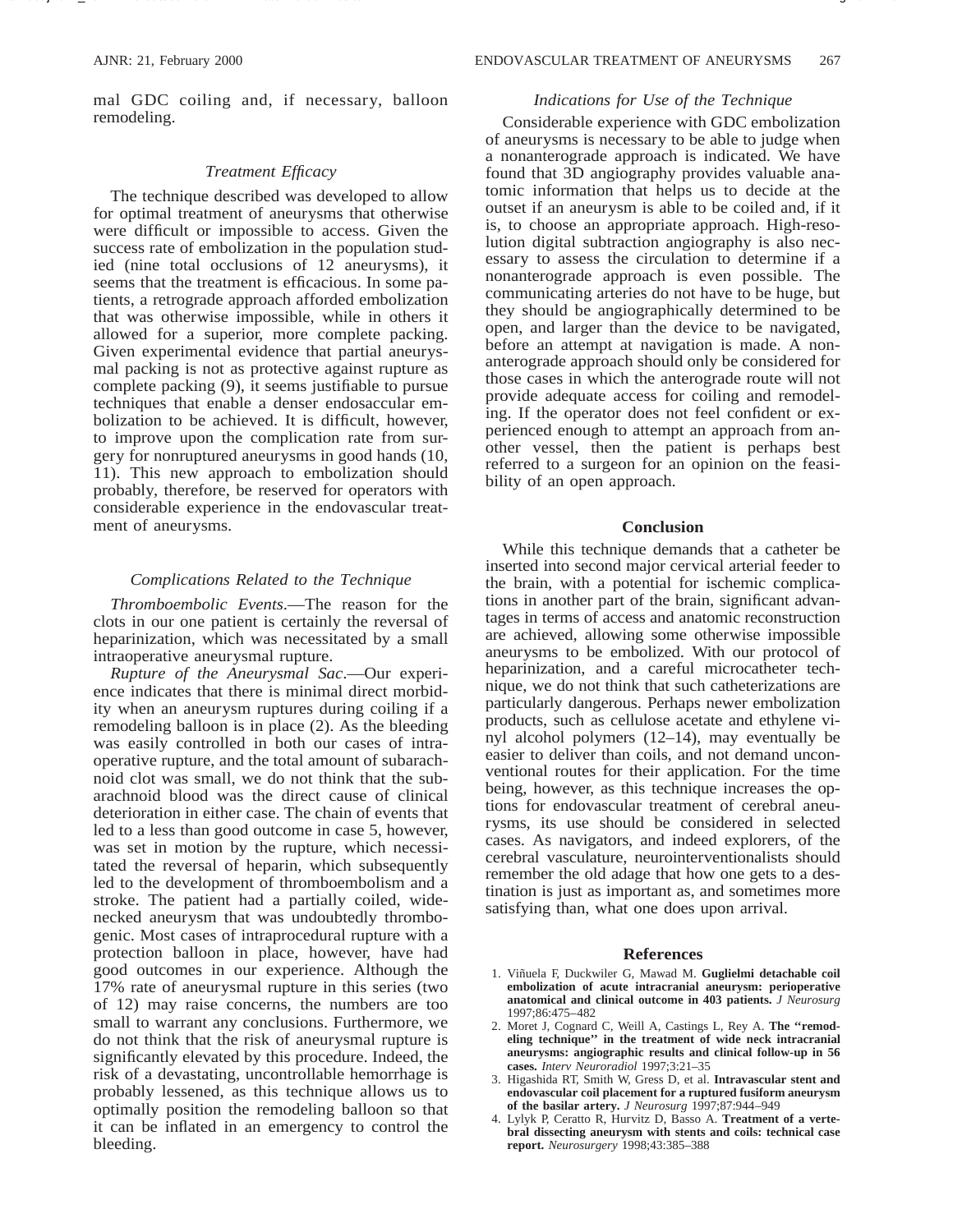mal GDC coiling and, if necessary, balloon remodeling.

### *Treatment Efficacy*

The technique described was developed to allow for optimal treatment of aneurysms that otherwise were difficult or impossible to access. Given the success rate of embolization in the population studied (nine total occlusions of 12 aneurysms), it seems that the treatment is efficacious. In some patients, a retrograde approach afforded embolization that was otherwise impossible, while in others it allowed for a superior, more complete packing. Given experimental evidence that partial aneurysmal packing is not as protective against rupture as complete packing (9), it seems justifiable to pursue techniques that enable a denser endosaccular embolization to be achieved. It is difficult, however, to improve upon the complication rate from surgery for nonruptured aneurysms in good hands (10, 11). This new approach to embolization should probably, therefore, be reserved for operators with considerable experience in the endovascular treatment of aneurysms.

### *Complications Related to the Technique*

*Thromboembolic Events*.—The reason for the clots in our one patient is certainly the reversal of heparinization, which was necessitated by a small intraoperative aneurysmal rupture.

*Rupture of the Aneurysmal Sac*.—Our experience indicates that there is minimal direct morbidity when an aneurysm ruptures during coiling if a remodeling balloon is in place (2). As the bleeding was easily controlled in both our cases of intraoperative rupture, and the total amount of subarachnoid clot was small, we do not think that the subarachnoid blood was the direct cause of clinical deterioration in either case. The chain of events that led to a less than good outcome in case 5, however, was set in motion by the rupture, which necessitated the reversal of heparin, which subsequently led to the development of thromboembolism and a stroke. The patient had a partially coiled, wide-necked aneurysm that was undoubtedly thrombogenic. Most cases of intraprocedural rupture with a protection balloon in place, however, have had good outcomes in our experience. Although the 17% rate of aneurysmal rupture in this series (two of 12) may raise concerns, the numbers are too small to warrant any conclusions. Furthermore, we do not think that the risk of aneurysmal rupture is significantly elevated by this procedure. Indeed, the risk of a devastating, uncontrollable hemorrhage is probably lessened, as this technique allows us to optimally position the remodeling balloon so that it can be inflated in an emergency to control the bleeding.

### *Indications for Use of the Technique*

Considerable experience with GDC embolization of aneurysms is necessary to be able to judge when a nonanterograde approach is indicated. We have found that 3D angiography provides valuable anatomic information that helps us to decide at the outset if an aneurysm is able to be coiled and, if it is, to choose an appropriate approach. High-resolution digital subtraction angiography is also necessary to assess the circulation to determine if a nonanterograde approach is even possible. The communicating arteries do not have to be huge, but they should be angiographically determined to be open, and larger than the device to be navigated, before an attempt at navigation is made. A nonanterograde approach should only be considered for those cases in which the anterograde route will not provide adequate access for coiling and remodeling. If the operator does not feel confident or experienced enough to attempt an approach from another vessel, then the patient is perhaps best referred to a surgeon for an opinion on the feasibility of an open approach.

## Conclusion

While this technique demands that a catheter be inserted into second major cervical arterial feeder to the brain, with a potential for ischemic complications in another part of the brain, significant advantages in terms of access and anatomic reconstruction are achieved, allowing some otherwise impossible aneurysms to be embolized. With our protocol of heparinization, and a careful microcatheter technique, we do not think that such catheterizations are particularly dangerous. Perhaps newer embolization products, such as cellulose acetate and ethylene vinyl alcohol polymers (12–14), may eventually be easier to deliver than coils, and not demand unconventional routes for their application. For the time being, however, as this technique increases the options for endovascular treatment of cerebral aneurysms, its use should be considered in selected cases. As navigators, and indeed explorers, of the cerebral vasculature, neurointerventionalists should remember the old adage that how one gets to a destination is just as important as, and sometimes more satisfying than, what one does upon arrival.

## References

1. Viñuela F, Duckwiler G, Mawad M. **Guglielmi detachable coil embolization of acute intracranial aneurysm: perioperative anatomical and clinical outcome in 403 patients.** *J Neurosurg* 1997;86:475–482
2. Moret J, Cognard C, Weill A, Castings L, Rey A. **The "remodeling technique" in the treatment of wide neck intracranial aneurysms: angiographic results and clinical follow-up in 56 cases.** *Interv Neuroradiol* 1997;3:21–35
3. Higashida RT, Smith W, Gress D, et al. **Intravascular stent and endovascular coil placement for a ruptured fusiform aneurysm of the basilar artery.** *J Neurosurg* 1997;87:944–949
4. Lylyk P, Ceratto R, Hurvitz D, Basso A. **Treatment of a vertebral dissecting aneurysm with stents and coils: technical case report.** *Neurosurgery* 1998;43:385–388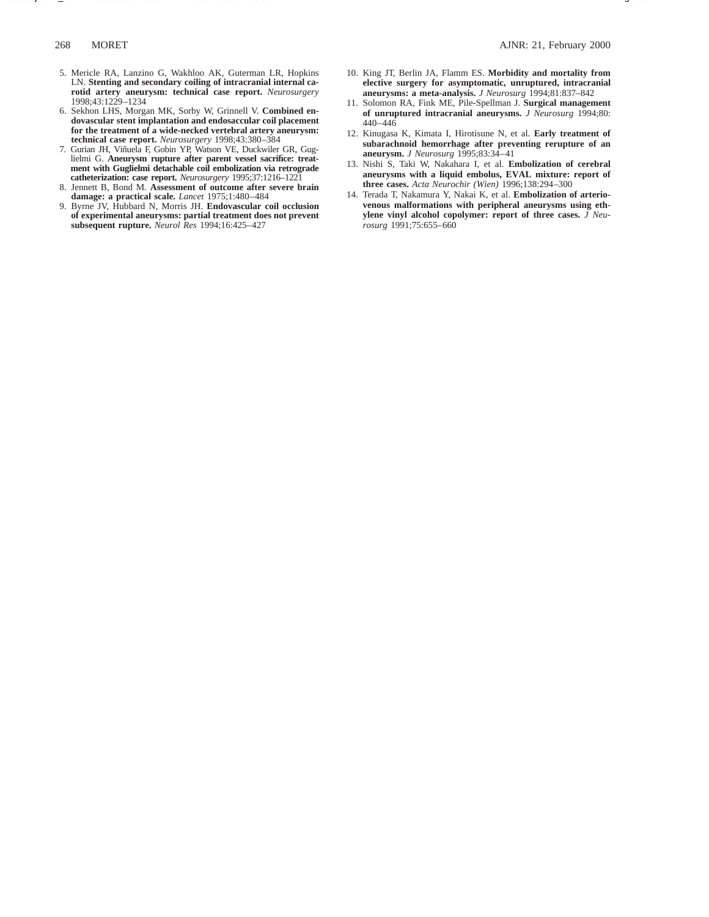5. Mericle RA, Lanzino G, Wakhloo AK, Guterman LR, Hopkins LN. **Stenting and secondary coiling of intracranial internal carotid artery aneurysm: technical case report.** *Neurosurgery* 1998;43:1229–1234
6. Sekhon LHS, Morgan MK, Sorby W, Grinnell V. **Combined endovascular stent implantation and endosaccular coil placement for the treatment of a wide-necked vertebral artery aneurysm: technical case report.** *Neurosurgery* 1998;43:380–384
7. Gurian JH, Viñuela F, Gobin YP, Watson VE, Duckwiler GR, Guglielmi G. **Aneurysm rupture after parent vessel sacrifice: treatment with Guglielmi detachable coil embolization via retrograde catheterization: case report.** *Neurosurgery* 1995;37:1216–1221
8. Jennett B, Bond M. **Assessment of outcome after severe brain damage: a practical scale.** *Lancet* 1975;1:480–484
9. Byrne JV, Hubbard N, Morris JH. **Endovascular coil occlusion of experimental aneurysms: partial treatment does not prevent subsequent rupture.** *Neurol Res* 1994;16:425–427
10. King JT, Berlin JA, Flamm ES. **Morbidity and mortality from elective surgery for asymptomatic, unruptured, intracranial aneurysms: a meta-analysis.** *J Neurosurg* 1994;81:837–842
11. Solomon RA, Fink ME, Pile-Spellman J. **Surgical management of unruptured intracranial aneurysms.** *J Neurosurg* 1994;80:440–446
12. Kinugasa K, Kimata I, Hirotisune N, et al. **Early treatment of subarachnoid hemorrhage after preventing rerupture of an aneurysm.** *J Neurosurg* 1995;83:34–41
13. Nishi S, Taki W, Nakahara I, et al. **Embolization of cerebral aneurysms with a liquid embolus, EVAL mixture: report of three cases.** *Acta Neurochir (Wien)* 1996;138:294–300
14. Terada T, Nakamura Y, Nakai K, et al. **Embolization of arteriovenous malformations with peripheral aneurysms using ethylene vinyl alcohol copolymer: report of three cases.** *J Neurosurg* 1991;75:655–660